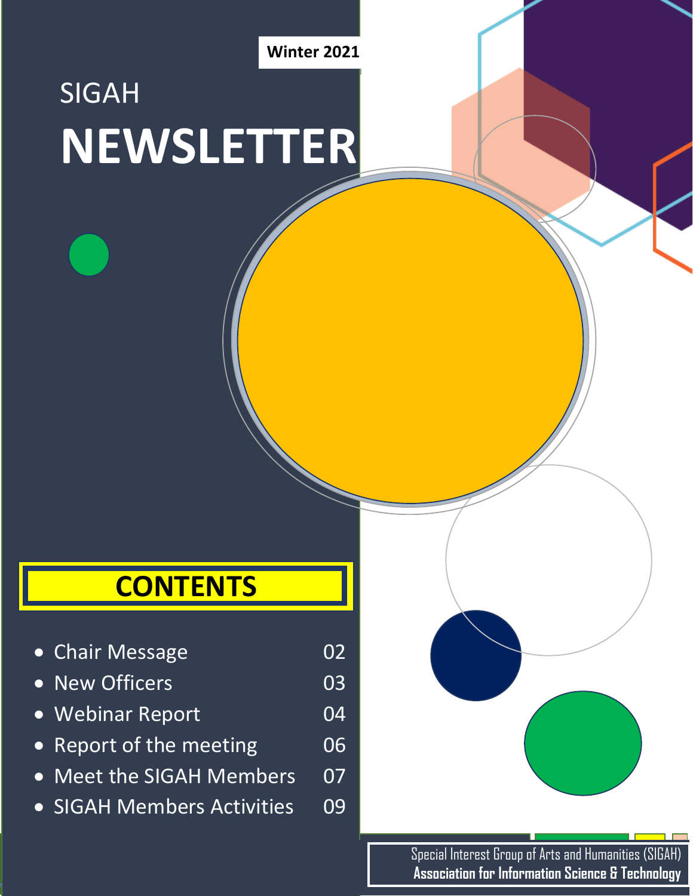Winter 2021

# SIGAH NEWSLETTER

## CONTENTS

- Chair Message 02
- New Officers 03
- Webinar Report 04
- Report of the meeting 06
- Meet the SIGAH Members 07
- SIGAH Members Activities 09

Special Interest Group of Arts and Humanities (SIGAH)
**Association for Information Science & Technology**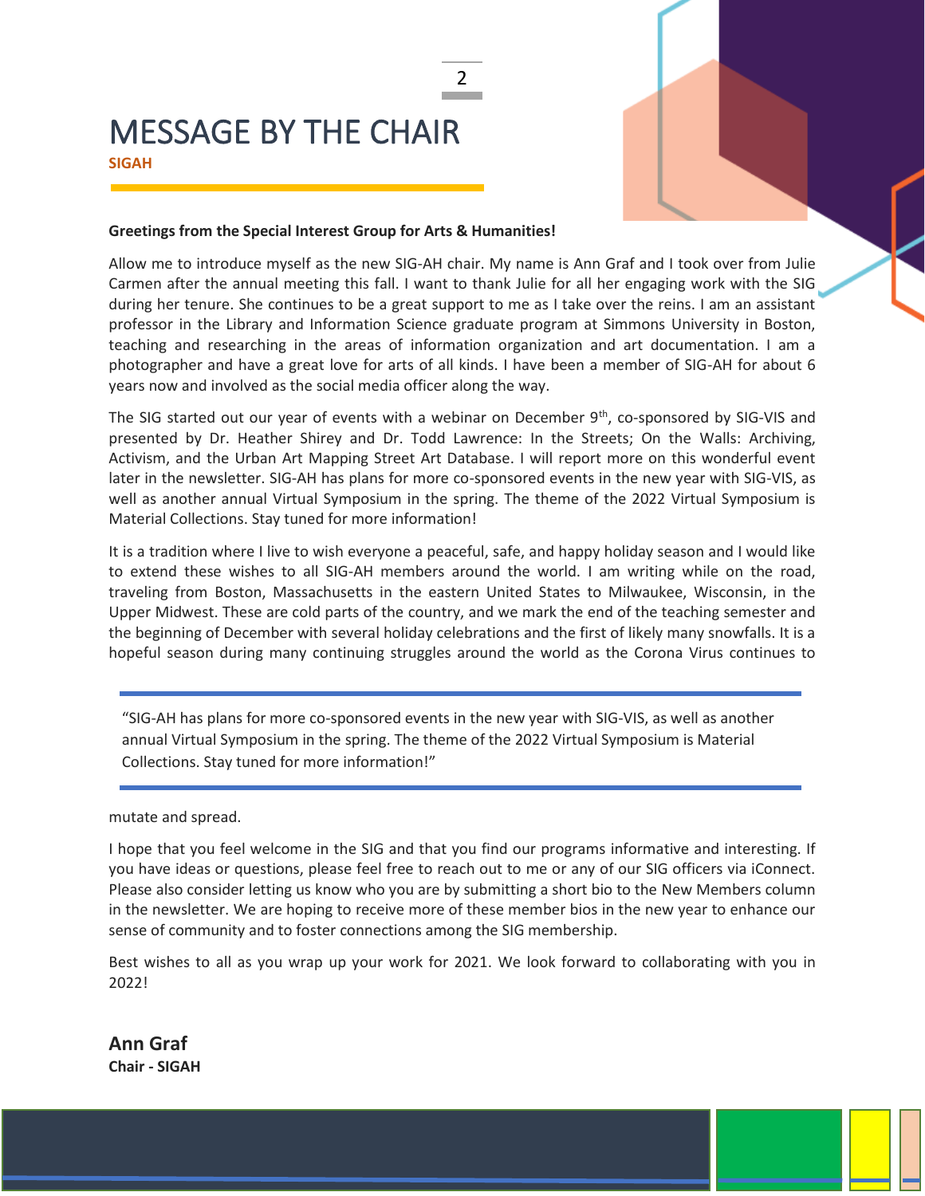# MESSAGE BY THE CHAIR

**SIGAH**

**Greetings from the Special Interest Group for Arts & Humanities!**

Allow me to introduce myself as the new SIG-AH chair. My name is Ann Graf and I took over from Julie Carmen after the annual meeting this fall. I want to thank Julie for all her engaging work with the SIG during her tenure. She continues to be a great support to me as I take over the reins. I am an assistant professor in the Library and Information Science graduate program at Simmons University in Boston, teaching and researching in the areas of information organization and art documentation. I am a photographer and have a great love for arts of all kinds. I have been a member of SIG-AH for about 6 years now and involved as the social media officer along the way.

The SIG started out our year of events with a webinar on December 9th, co-sponsored by SIG-VIS and presented by Dr. Heather Shirey and Dr. Todd Lawrence: In the Streets; On the Walls: Archiving, Activism, and the Urban Art Mapping Street Art Database. I will report more on this wonderful event later in the newsletter. SIG-AH has plans for more co-sponsored events in the new year with SIG-VIS, as well as another annual Virtual Symposium in the spring. The theme of the 2022 Virtual Symposium is Material Collections. Stay tuned for more information!

It is a tradition where I live to wish everyone a peaceful, safe, and happy holiday season and I would like to extend these wishes to all SIG-AH members around the world. I am writing while on the road, traveling from Boston, Massachusetts in the eastern United States to Milwaukee, Wisconsin, in the Upper Midwest. These are cold parts of the country, and we mark the end of the teaching semester and the beginning of December with several holiday celebrations and the first of likely many snowfalls. It is a hopeful season during many continuing struggles around the world as the Corona Virus continues to mutate and spread.

> "SIG-AH has plans for more co-sponsored events in the new year with SIG-VIS, as well as another annual Virtual Symposium in the spring. The theme of the 2022 Virtual Symposium is Material Collections. Stay tuned for more information!"

I hope that you feel welcome in the SIG and that you find our programs informative and interesting. If you have ideas or questions, please feel free to reach out to me or any of our SIG officers via iConnect. Please also consider letting us know who you are by submitting a short bio to the New Members column in the newsletter. We are hoping to receive more of these member bios in the new year to enhance our sense of community and to foster connections among the SIG membership.

Best wishes to all as you wrap up your work for 2021. We look forward to collaborating with you in 2022!

**Ann Graf**
**Chair - SIGAH**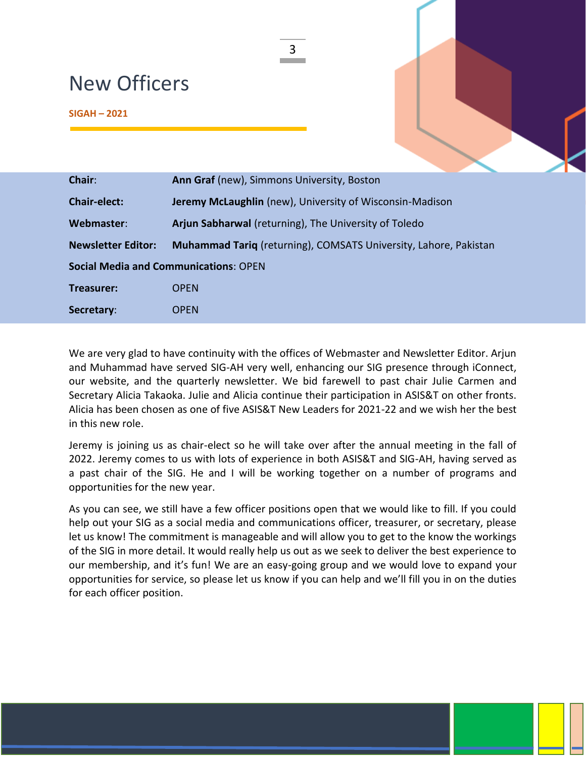# New Officers

**SIGAH – 2021**

| | |
|---|---|
| **Chair**: | **Ann Graf** (new), Simmons University, Boston |
| **Chair-elect:** | **Jeremy McLaughlin** (new), University of Wisconsin-Madison |
| **Webmaster**: | **Arjun Sabharwal** (returning), The University of Toledo |
| **Newsletter Editor:** | **Muhammad Tariq** (returning), COMSATS University, Lahore, Pakistan |
| **Social Media and Communications**: OPEN | |
| **Treasurer:** | OPEN |
| **Secretary**: | OPEN |

We are very glad to have continuity with the offices of Webmaster and Newsletter Editor. Arjun and Muhammad have served SIG-AH very well, enhancing our SIG presence through iConnect, our website, and the quarterly newsletter. We bid farewell to past chair Julie Carmen and Secretary Alicia Takaoka. Julie and Alicia continue their participation in ASIS&T on other fronts. Alicia has been chosen as one of five ASIS&T New Leaders for 2021-22 and we wish her the best in this new role.

Jeremy is joining us as chair-elect so he will take over after the annual meeting in the fall of 2022. Jeremy comes to us with lots of experience in both ASIS&T and SIG-AH, having served as a past chair of the SIG. He and I will be working together on a number of programs and opportunities for the new year.

As you can see, we still have a few officer positions open that we would like to fill. If you could help out your SIG as a social media and communications officer, treasurer, or secretary, please let us know! The commitment is manageable and will allow you to get to the know the workings of the SIG in more detail. It would really help us out as we seek to deliver the best experience to our membership, and it's fun! We are an easy-going group and we would love to expand your opportunities for service, so please let us know if you can help and we'll fill you in on the duties for each officer position.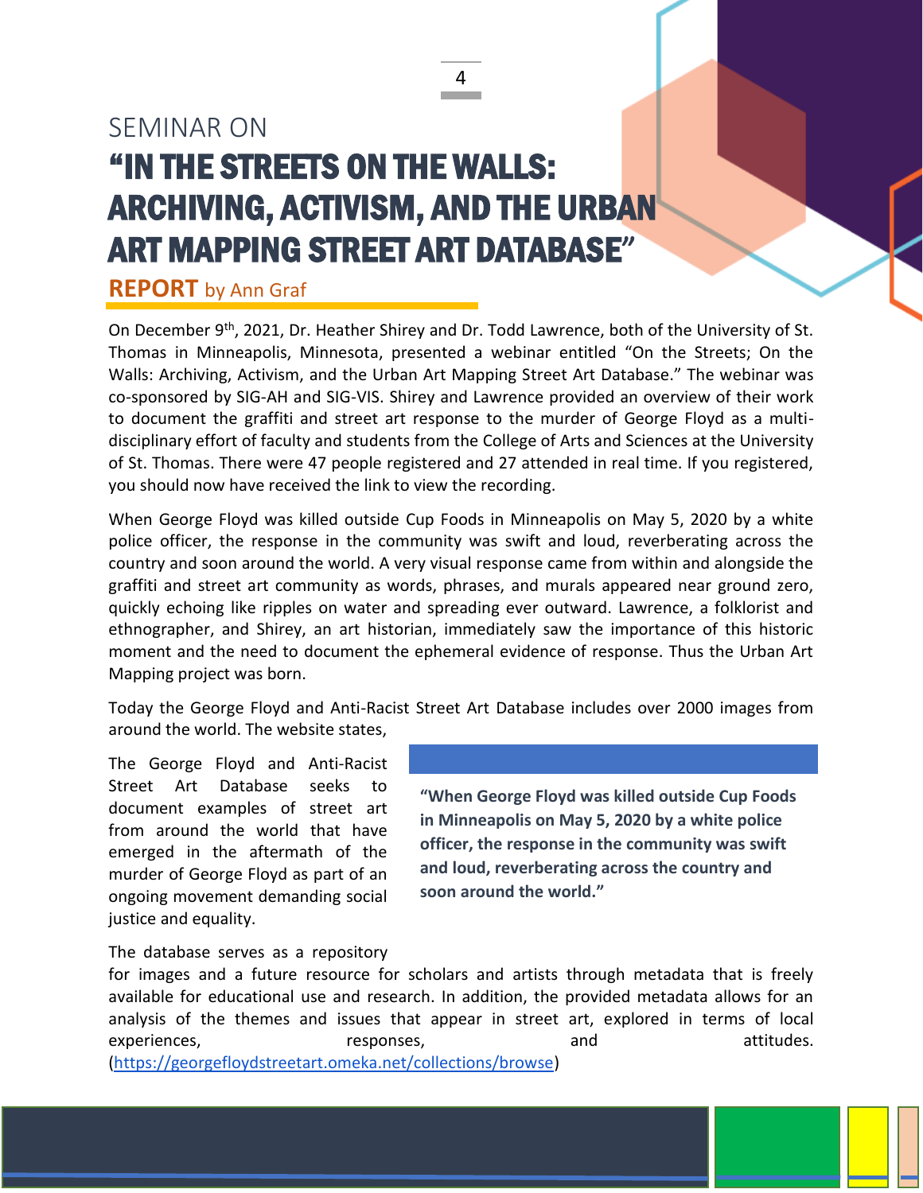SEMINAR ON

# "IN THE STREETS ON THE WALLS: ARCHIVING, ACTIVISM, AND THE URBAN ART MAPPING STREET ART DATABASE"

**REPORT** by Ann Graf

On December 9th, 2021, Dr. Heather Shirey and Dr. Todd Lawrence, both of the University of St. Thomas in Minneapolis, Minnesota, presented a webinar entitled "On the Streets; On the Walls: Archiving, Activism, and the Urban Art Mapping Street Art Database." The webinar was co-sponsored by SIG-AH and SIG-VIS. Shirey and Lawrence provided an overview of their work to document the graffiti and street art response to the murder of George Floyd as a multi-disciplinary effort of faculty and students from the College of Arts and Sciences at the University of St. Thomas. There were 47 people registered and 27 attended in real time. If you registered, you should now have received the link to view the recording.

When George Floyd was killed outside Cup Foods in Minneapolis on May 5, 2020 by a white police officer, the response in the community was swift and loud, reverberating across the country and soon around the world. A very visual response came from within and alongside the graffiti and street art community as words, phrases, and murals appeared near ground zero, quickly echoing like ripples on water and spreading ever outward. Lawrence, a folklorist and ethnographer, and Shirey, an art historian, immediately saw the importance of this historic moment and the need to document the ephemeral evidence of response. Thus the Urban Art Mapping project was born.

Today the George Floyd and Anti-Racist Street Art Database includes over 2000 images from around the world. The website states,

> The George Floyd and Anti-Racist Street Art Database seeks to document examples of street art from around the world that have emerged in the aftermath of the murder of George Floyd as part of an ongoing movement demanding social justice and equality.

> **"When George Floyd was killed outside Cup Foods in Minneapolis on May 5, 2020 by a white police officer, the response in the community was swift and loud, reverberating across the country and soon around the world."**

The database serves as a repository for images and a future resource for scholars and artists through metadata that is freely available for educational use and research. In addition, the provided metadata allows for an analysis of the themes and issues that appear in street art, explored in terms of local experiences, responses, and attitudes. (https://georgefloydstreetart.omeka.net/collections/browse)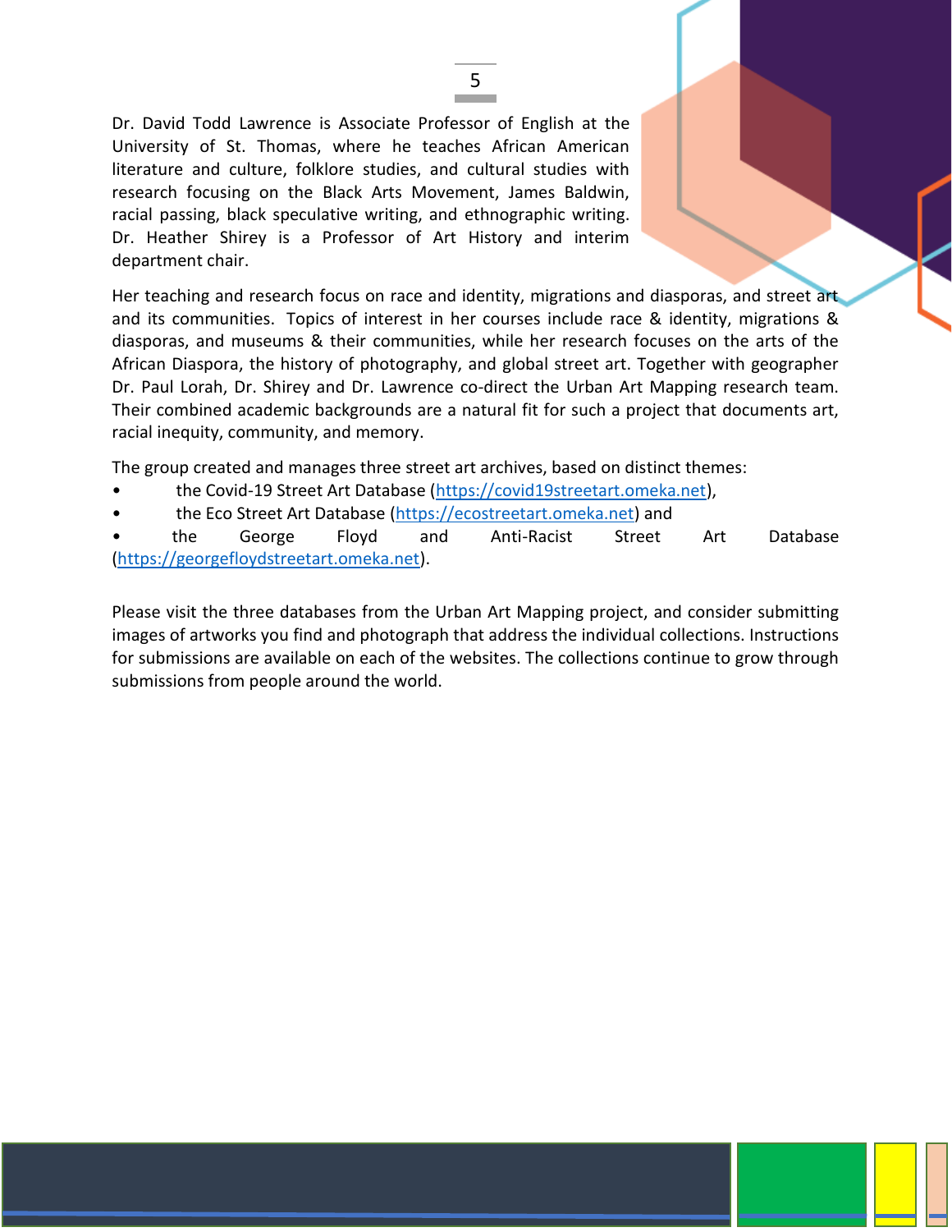Dr. David Todd Lawrence is Associate Professor of English at the University of St. Thomas, where he teaches African American literature and culture, folklore studies, and cultural studies with research focusing on the Black Arts Movement, James Baldwin, racial passing, black speculative writing, and ethnographic writing. Dr. Heather Shirey is a Professor of Art History and interim department chair.

Her teaching and research focus on race and identity, migrations and diasporas, and street art and its communities. Topics of interest in her courses include race & identity, migrations & diasporas, and museums & their communities, while her research focuses on the arts of the African Diaspora, the history of photography, and global street art. Together with geographer Dr. Paul Lorah, Dr. Shirey and Dr. Lawrence co-direct the Urban Art Mapping research team. Their combined academic backgrounds are a natural fit for such a project that documents art, racial inequity, community, and memory.

The group created and manages three street art archives, based on distinct themes:

- the Covid-19 Street Art Database (https://covid19streetart.omeka.net),
- the Eco Street Art Database (https://ecostreetart.omeka.net) and
- the George Floyd and Anti-Racist Street Art Database (https://georgefloydstreetart.omeka.net).

Please visit the three databases from the Urban Art Mapping project, and consider submitting images of artworks you find and photograph that address the individual collections. Instructions for submissions are available on each of the websites. The collections continue to grow through submissions from people around the world.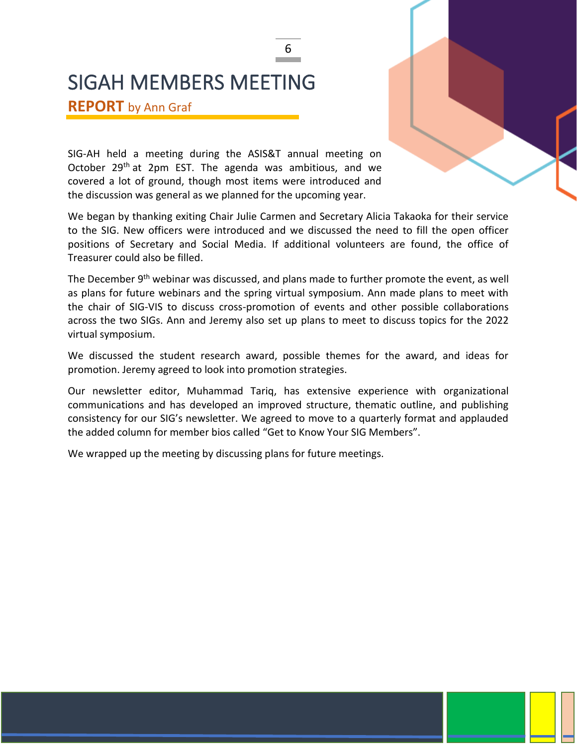# SIGAH MEMBERS MEETING

**REPORT** by Ann Graf

SIG-AH held a meeting during the ASIS&T annual meeting on October 29th at 2pm EST. The agenda was ambitious, and we covered a lot of ground, though most items were introduced and the discussion was general as we planned for the upcoming year.

We began by thanking exiting Chair Julie Carmen and Secretary Alicia Takaoka for their service to the SIG. New officers were introduced and we discussed the need to fill the open officer positions of Secretary and Social Media. If additional volunteers are found, the office of Treasurer could also be filled.

The December 9th webinar was discussed, and plans made to further promote the event, as well as plans for future webinars and the spring virtual symposium. Ann made plans to meet with the chair of SIG-VIS to discuss cross-promotion of events and other possible collaborations across the two SIGs. Ann and Jeremy also set up plans to meet to discuss topics for the 2022 virtual symposium.

We discussed the student research award, possible themes for the award, and ideas for promotion. Jeremy agreed to look into promotion strategies.

Our newsletter editor, Muhammad Tariq, has extensive experience with organizational communications and has developed an improved structure, thematic outline, and publishing consistency for our SIG's newsletter. We agreed to move to a quarterly format and applauded the added column for member bios called "Get to Know Your SIG Members".

We wrapped up the meeting by discussing plans for future meetings.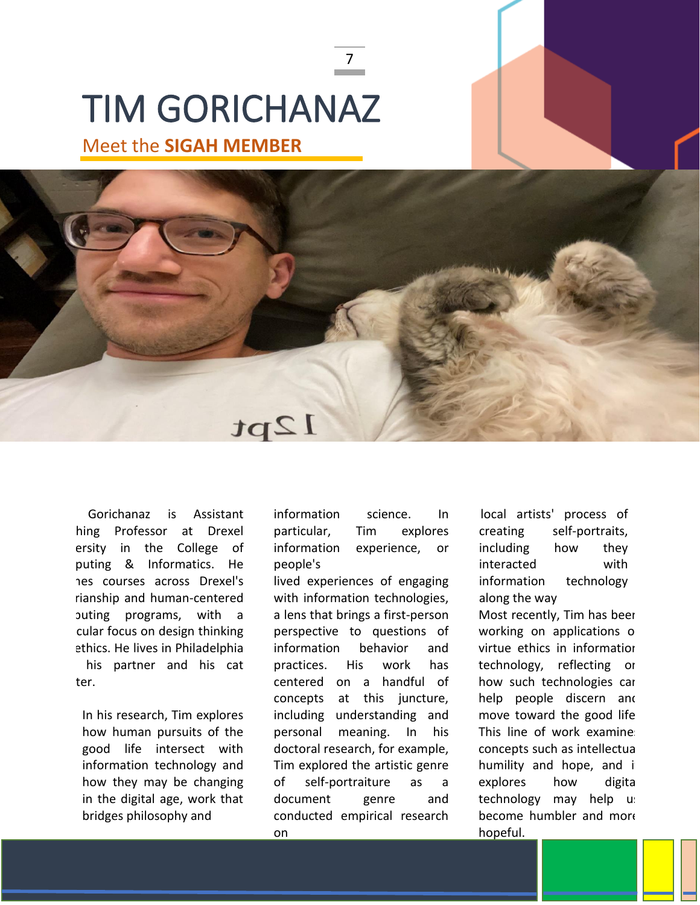# TIM GORICHANAZ

## Meet the **SIGAH MEMBER**

Gorichanaz is Assistant hing Professor at Drexel ersity in the College of puting & Informatics. He ıes courses across Drexel's rianship and human-centered ɔuting programs, with a cular focus on design thinking ethics. He lives in Philadelphia his partner and his cat ter.

In his research, Tim explores how human pursuits of the good life intersect with information technology and how they may be changing in the digital age, work that bridges philosophy and information science. In particular, Tim explores information experience, or people's lived experiences of engaging with information technologies, a lens that brings a first-person perspective to questions of information behavior and practices. His work has centered on a handful of concepts at this juncture, including understanding and personal meaning. In his doctoral research, for example, Tim explored the artistic genre of self-portraiture as a document genre and conducted empirical research on local artists' process of creating self-portraits, including how they interacted with information technology along the way

Most recently, Tim has beer working on applications o virtue ethics in informatior technology, reflecting or how such technologies car help people discern anc move toward the good life This line of work examine: concepts such as intellectua humility and hope, and i explores how digita technology may help u: become humbler and more hopeful.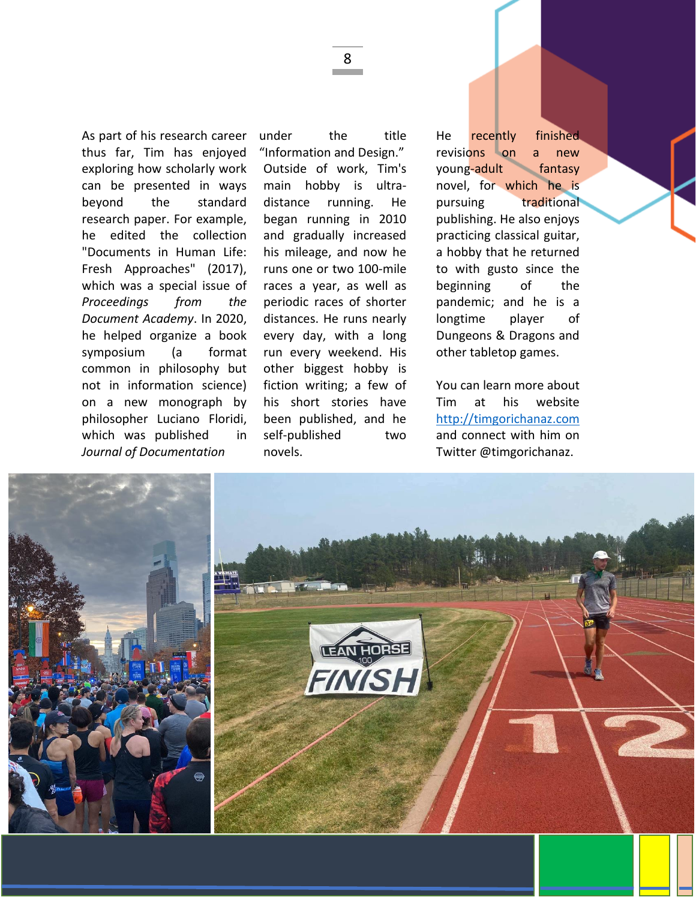As part of his research career thus far, Tim has enjoyed exploring how scholarly work can be presented in ways beyond the standard research paper. For example, he edited the collection "Documents in Human Life: Fresh Approaches" (2017), which was a special issue of *Proceedings from the Document Academy*. In 2020, he helped organize a book symposium (a format common in philosophy but not in information science) on a new monograph by philosopher Luciano Floridi, which was published in *Journal of Documentation* under the title "Information and Design."

Outside of work, Tim's main hobby is ultra-distance running. He began running in 2010 and gradually increased his mileage, and now he runs one or two 100-mile races a year, as well as periodic races of shorter distances. He runs nearly every day, with a long run every weekend. His other biggest hobby is fiction writing; a few of his short stories have been published, and he self-published two novels.

He recently finished revisions on a new young-adult fantasy novel, for which he is pursuing traditional publishing. He also enjoys practicing classical guitar, a hobby that he returned to with gusto since the beginning of the pandemic; and he is a longtime player of Dungeons & Dragons and other tabletop games.

You can learn more about Tim at his website http://timgorichanaz.com and connect with him on Twitter @timgorichanaz.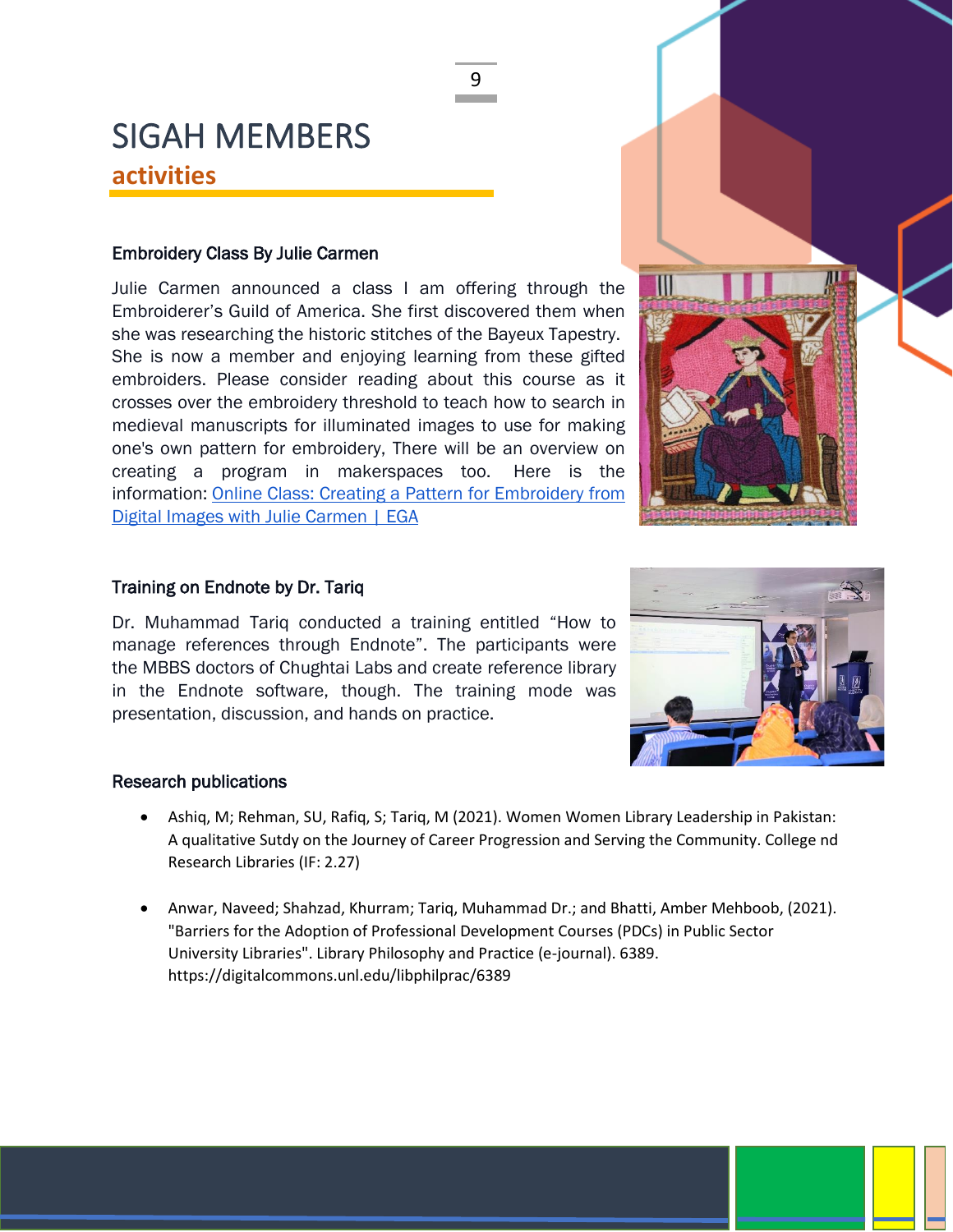# SIGAH MEMBERS

## activities

### Embroidery Class By Julie Carmen

Julie Carmen announced a class I am offering through the Embroiderer's Guild of America. She first discovered them when she was researching the historic stitches of the Bayeux Tapestry. She is now a member and enjoying learning from these gifted embroiders. Please consider reading about this course as it crosses over the embroidery threshold to teach how to search in medieval manuscripts for illuminated images to use for making one's own pattern for embroidery, There will be an overview on creating a program in makerspaces too. Here is the information: [Online Class: Creating a Pattern for Embroidery from Digital Images with Julie Carmen | EGA]

### Training on Endnote by Dr. Tariq

Dr. Muhammad Tariq conducted a training entitled "How to manage references through Endnote". The participants were the MBBS doctors of Chughtai Labs and create reference library in the Endnote software, though. The training mode was presentation, discussion, and hands on practice.

### Research publications

- Ashiq, M; Rehman, SU, Rafiq, S; Tariq, M (2021). Women Women Library Leadership in Pakistan: A qualitative Sutdy on the Journey of Career Progression and Serving the Community. College nd Research Libraries (IF: 2.27)

- Anwar, Naveed; Shahzad, Khurram; Tariq, Muhammad Dr.; and Bhatti, Amber Mehboob, (2021). "Barriers for the Adoption of Professional Development Courses (PDCs) in Public Sector University Libraries". Library Philosophy and Practice (e-journal). 6389. https://digitalcommons.unl.edu/libphilprac/6389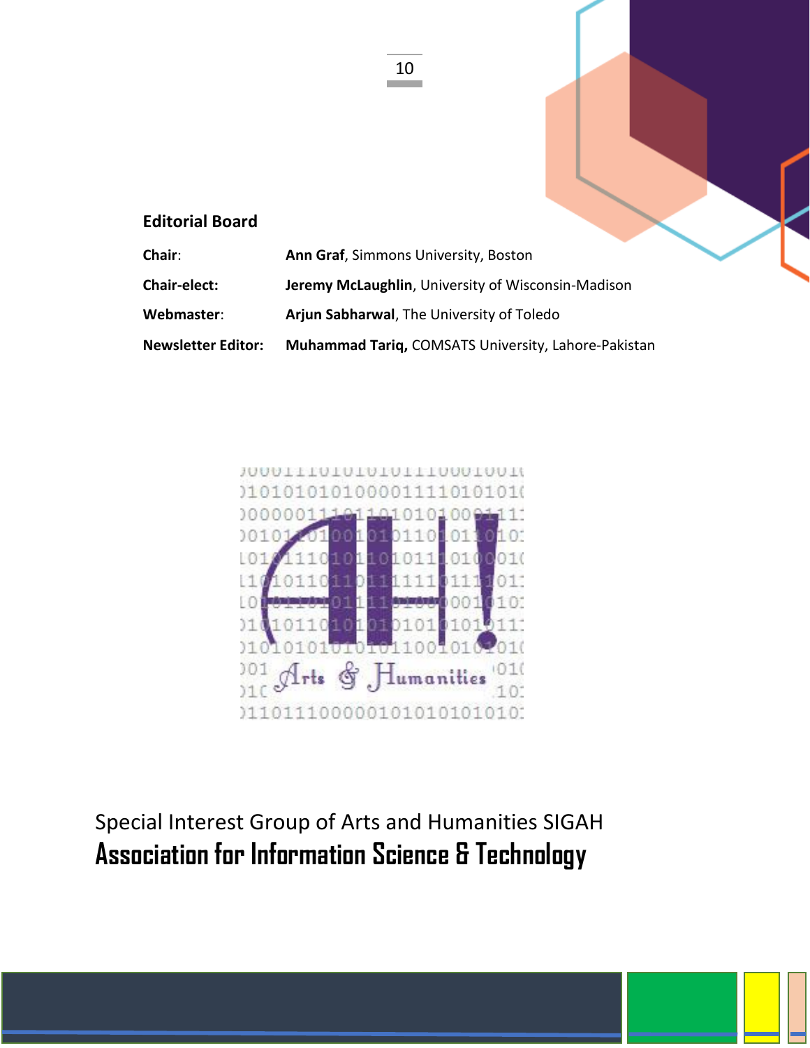## Editorial Board

| | |
|---|---|
| **Chair**: | **Ann Graf**, Simmons University, Boston |
| **Chair-elect:** | **Jeremy McLaughlin**, University of Wisconsin-Madison |
| **Webmaster**: | **Arjun Sabharwal**, The University of Toledo |
| **Newsletter Editor:** | **Muhammad Tariq,** COMSATS University, Lahore-Pakistan |

Special Interest Group of Arts and Humanities SIGAH

**Association for Information Science & Technology**